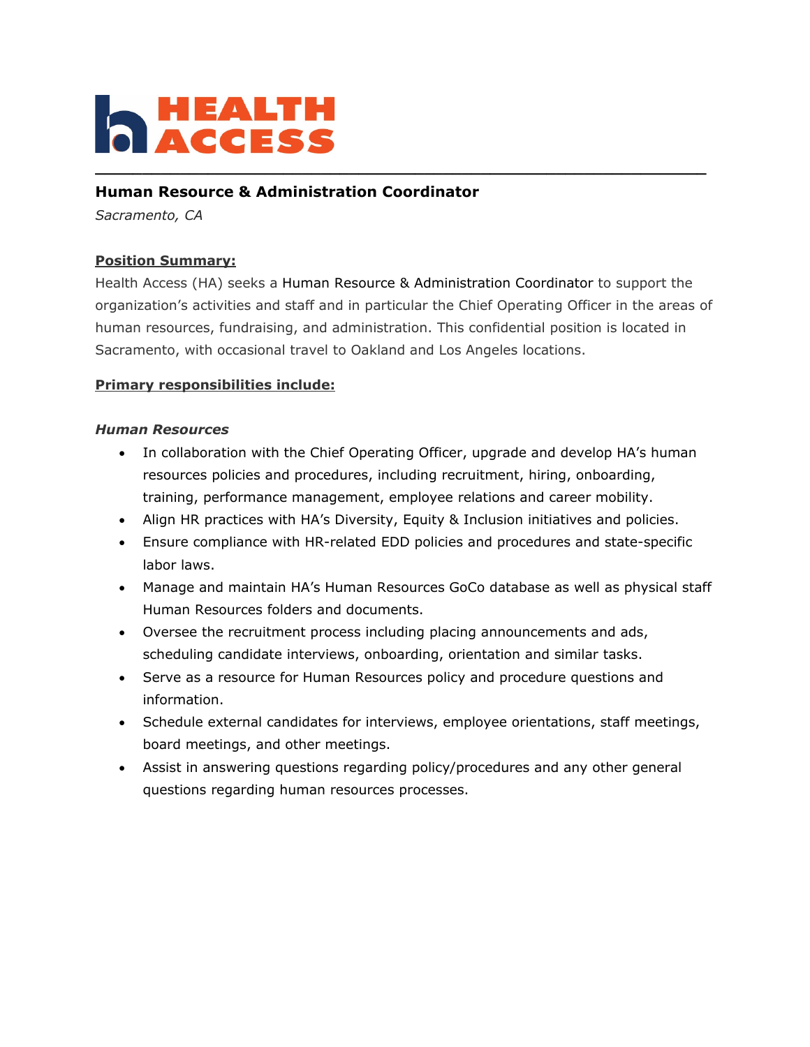# HEALTH ACCESS

---

## Human Resource & Administration Coordinator

*Sacramento, CA*

**Position Summary:**

Health Access (HA) seeks a Human Resource & Administration Coordinator to support the organization's activities and staff and in particular the Chief Operating Officer in the areas of human resources, fundraising, and administration. This confidential position is located in Sacramento, with occasional travel to Oakland and Los Angeles locations.

**Primary responsibilities include:**

***Human Resources***

- In collaboration with the Chief Operating Officer, upgrade and develop HA's human resources policies and procedures, including recruitment, hiring, onboarding, training, performance management, employee relations and career mobility.
- Align HR practices with HA's Diversity, Equity & Inclusion initiatives and policies.
- Ensure compliance with HR-related EDD policies and procedures and state-specific labor laws.
- Manage and maintain HA's Human Resources GoCo database as well as physical staff Human Resources folders and documents.
- Oversee the recruitment process including placing announcements and ads, scheduling candidate interviews, onboarding, orientation and similar tasks.
- Serve as a resource for Human Resources policy and procedure questions and information.
- Schedule external candidates for interviews, employee orientations, staff meetings, board meetings, and other meetings.
- Assist in answering questions regarding policy/procedures and any other general questions regarding human resources processes.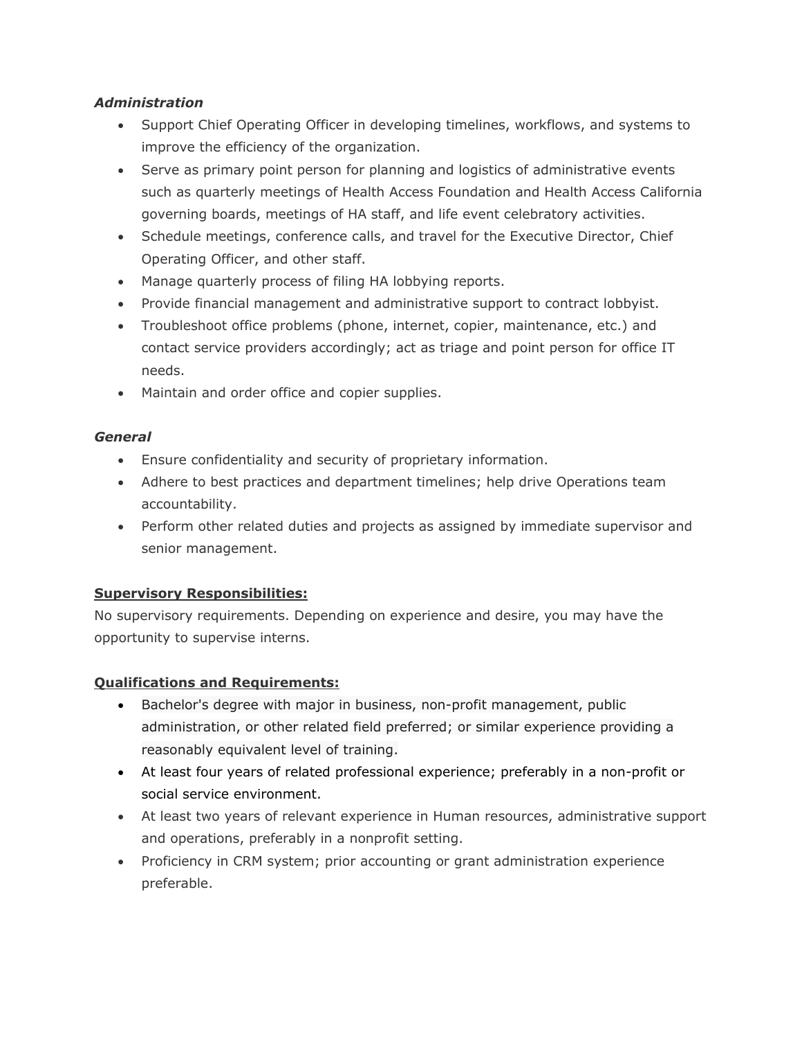***Administration***

- Support Chief Operating Officer in developing timelines, workflows, and systems to improve the efficiency of the organization.
- Serve as primary point person for planning and logistics of administrative events such as quarterly meetings of Health Access Foundation and Health Access California governing boards, meetings of HA staff, and life event celebratory activities.
- Schedule meetings, conference calls, and travel for the Executive Director, Chief Operating Officer, and other staff.
- Manage quarterly process of filing HA lobbying reports.
- Provide financial management and administrative support to contract lobbyist.
- Troubleshoot office problems (phone, internet, copier, maintenance, etc.) and contact service providers accordingly; act as triage and point person for office IT needs.
- Maintain and order office and copier supplies.

***General***

- Ensure confidentiality and security of proprietary information.
- Adhere to best practices and department timelines; help drive Operations team accountability.
- Perform other related duties and projects as assigned by immediate supervisor and senior management.

**Supervisory Responsibilities:**

No supervisory requirements. Depending on experience and desire, you may have the opportunity to supervise interns.

**Qualifications and Requirements:**

- Bachelor's degree with major in business, non-profit management, public administration, or other related field preferred; or similar experience providing a reasonably equivalent level of training.
- At least four years of related professional experience; preferably in a non-profit or social service environment.
- At least two years of relevant experience in Human resources, administrative support and operations, preferably in a nonprofit setting.
- Proficiency in CRM system; prior accounting or grant administration experience preferable.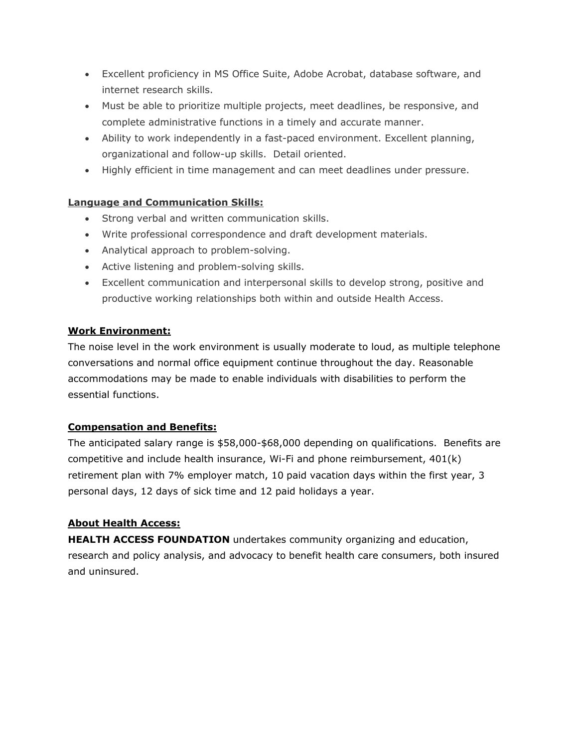- Excellent proficiency in MS Office Suite, Adobe Acrobat, database software, and internet research skills.
- Must be able to prioritize multiple projects, meet deadlines, be responsive, and complete administrative functions in a timely and accurate manner.
- Ability to work independently in a fast-paced environment. Excellent planning, organizational and follow-up skills. Detail oriented.
- Highly efficient in time management and can meet deadlines under pressure.

**Language and Communication Skills:**

- Strong verbal and written communication skills.
- Write professional correspondence and draft development materials.
- Analytical approach to problem-solving.
- Active listening and problem-solving skills.
- Excellent communication and interpersonal skills to develop strong, positive and productive working relationships both within and outside Health Access.

**Work Environment:**

The noise level in the work environment is usually moderate to loud, as multiple telephone conversations and normal office equipment continue throughout the day. Reasonable accommodations may be made to enable individuals with disabilities to perform the essential functions.

**Compensation and Benefits:**

The anticipated salary range is $58,000-$68,000 depending on qualifications. Benefits are competitive and include health insurance, Wi-Fi and phone reimbursement, 401(k) retirement plan with 7% employer match, 10 paid vacation days within the first year, 3 personal days, 12 days of sick time and 12 paid holidays a year.

**About Health Access:**

**HEALTH ACCESS FOUNDATION** undertakes community organizing and education, research and policy analysis, and advocacy to benefit health care consumers, both insured and uninsured.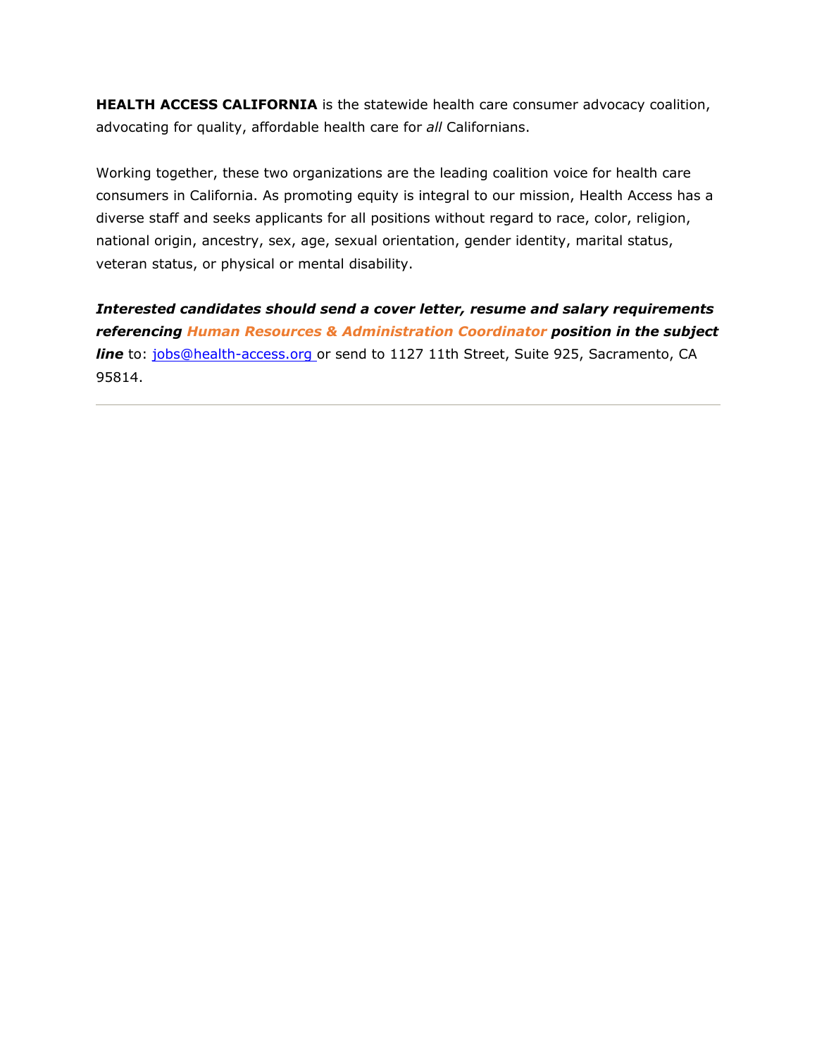**HEALTH ACCESS CALIFORNIA** is the statewide health care consumer advocacy coalition, advocating for quality, affordable health care for *all* Californians.

Working together, these two organizations are the leading coalition voice for health care consumers in California. As promoting equity is integral to our mission, Health Access has a diverse staff and seeks applicants for all positions without regard to race, color, religion, national origin, ancestry, sex, age, sexual orientation, gender identity, marital status, veteran status, or physical or mental disability.

***Interested candidates should send a cover letter, resume and salary requirements referencing Human Resources & Administration Coordinator position in the subject line*** to: jobs@health-access.org or send to 1127 11th Street, Suite 925, Sacramento, CA 95814.

---